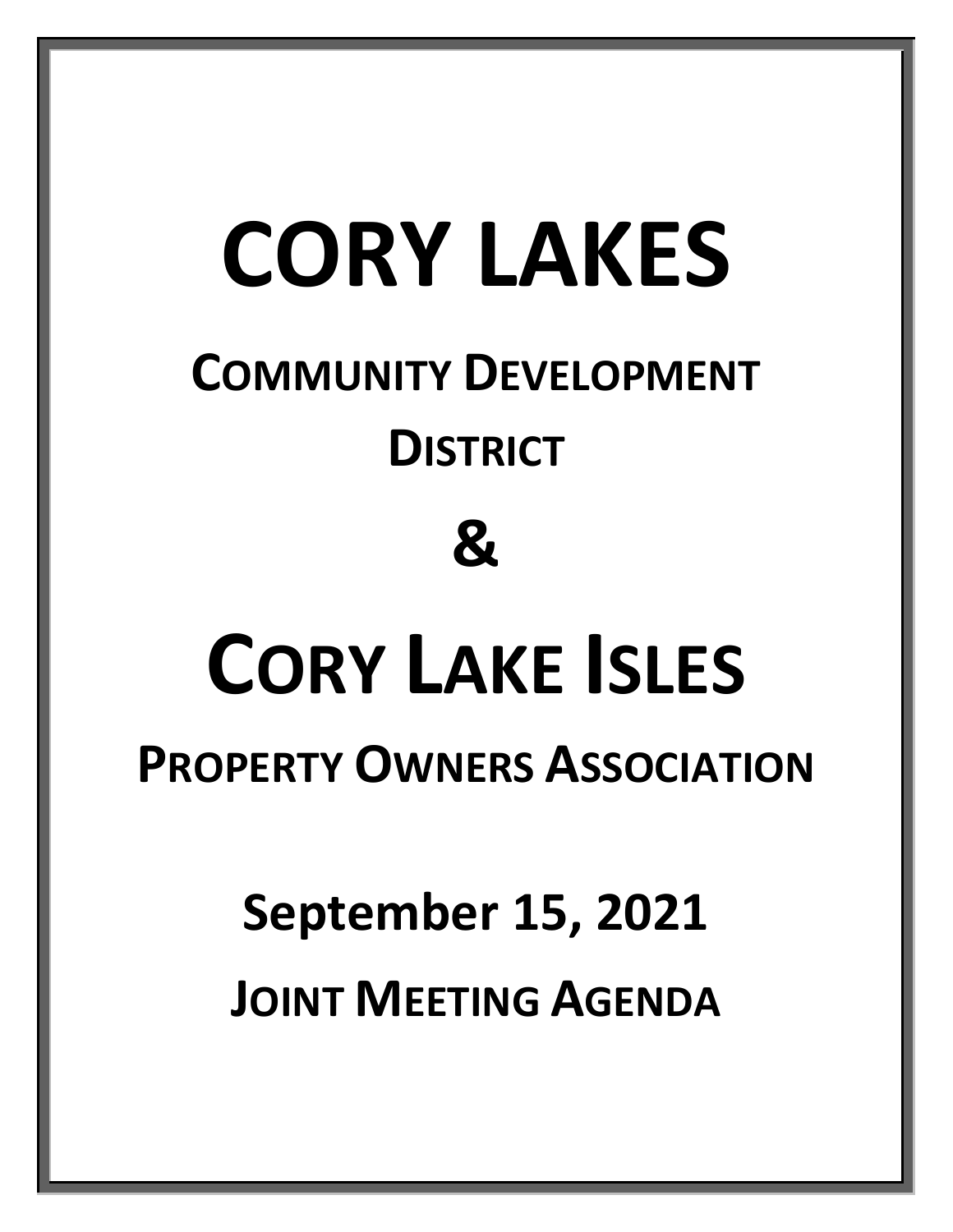# CORY LAKES

## COMMUNITY DEVELOPMENT DISTRICT

## &

# CORY LAKE ISLES

## PROPERTY OWNERS ASSOCIATION

## September 15, 2021

## JOINT MEETING AGENDA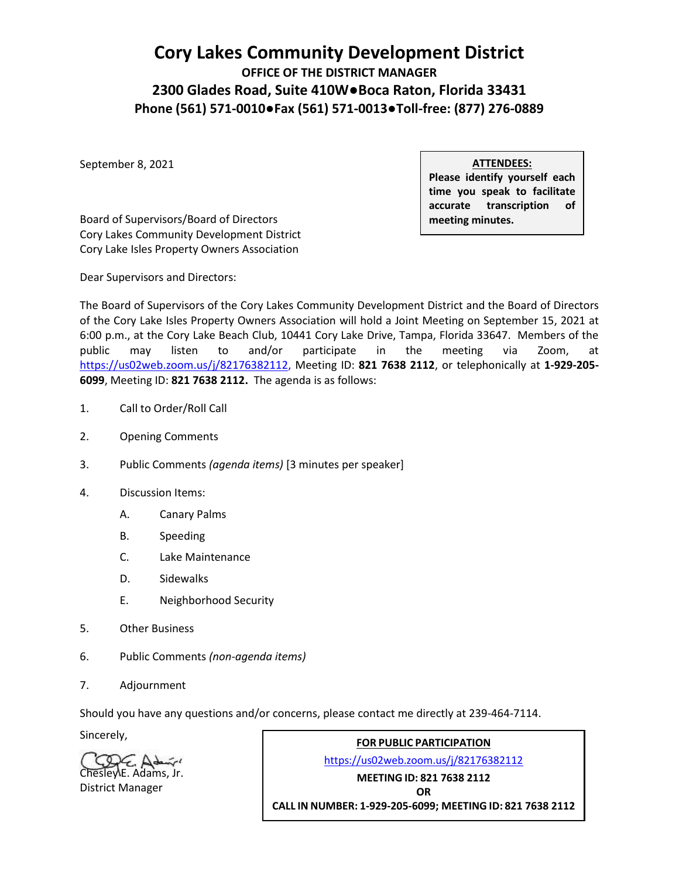# Cory Lakes Community Development District

**OFFICE OF THE DISTRICT MANAGER**
**2300 Glades Road, Suite 410W●Boca Raton, Florida 33431**
**Phone (561) 571-0010●Fax (561) 571-0013●Toll-free: (877) 276-0889**

September 8, 2021

**ATTENDEES:**
**Please identify yourself each time you speak to facilitate accurate transcription of meeting minutes.**

Board of Supervisors/Board of Directors
Cory Lakes Community Development District
Cory Lake Isles Property Owners Association

Dear Supervisors and Directors:

The Board of Supervisors of the Cory Lakes Community Development District and the Board of Directors of the Cory Lake Isles Property Owners Association will hold a Joint Meeting on September 15, 2021 at 6:00 p.m., at the Cory Lake Beach Club, 10441 Cory Lake Drive, Tampa, Florida 33647. Members of the public may listen to and/or participate in the meeting via Zoom, at https://us02web.zoom.us/j/82176382112, Meeting ID: **821 7638 2112**, or telephonically at **1-929-205-6099**, Meeting ID: **821 7638 2112.** The agenda is as follows:

1. Call to Order/Roll Call
2. Opening Comments
3. Public Comments *(agenda items)* [3 minutes per speaker]
4. Discussion Items:
   - A. Canary Palms
   - B. Speeding
   - C. Lake Maintenance
   - D. Sidewalks
   - E. Neighborhood Security
5. Other Business
6. Public Comments *(non-agenda items)*
7. Adjournment

Should you have any questions and/or concerns, please contact me directly at 239-464-7114.

Sincerely,

Chesley E. Adams, Jr.
District Manager

**FOR PUBLIC PARTICIPATION**
https://us02web.zoom.us/j/82176382112
**MEETING ID: 821 7638 2112**
**OR**
**CALL IN NUMBER: 1-929-205-6099; MEETING ID: 821 7638 2112**